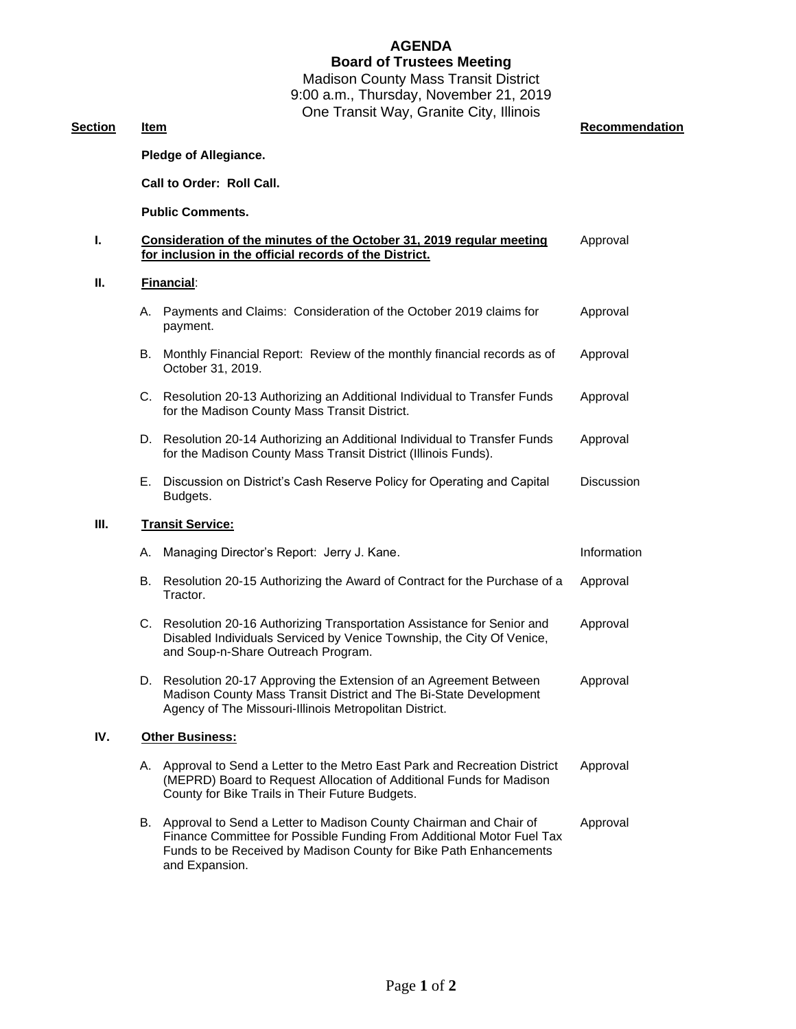# AGENDA

## Board of Trustees Meeting

Madison County Mass Transit District
9:00 a.m., Thursday, November 21, 2019
One Transit Way, Granite City, Illinois

| Section | Item | Recommendation |
|---|---|---|
| | **Pledge of Allegiance.** | |
| | **Call to Order: Roll Call.** | |
| | **Public Comments.** | |
| **I.** | **Consideration of the minutes of the October 31, 2019 regular meeting for inclusion in the official records of the District.** | Approval |
| **II.** | **Financial**: | |
| | A. Payments and Claims: Consideration of the October 2019 claims for payment. | Approval |
| | B. Monthly Financial Report: Review of the monthly financial records as of October 31, 2019. | Approval |
| | C. Resolution 20-13 Authorizing an Additional Individual to Transfer Funds for the Madison County Mass Transit District. | Approval |
| | D. Resolution 20-14 Authorizing an Additional Individual to Transfer Funds for the Madison County Mass Transit District (Illinois Funds). | Approval |
| | E. Discussion on District's Cash Reserve Policy for Operating and Capital Budgets. | Discussion |
| **III.** | **Transit Service:** | |
| | A. Managing Director's Report: Jerry J. Kane. | Information |
| | B. Resolution 20-15 Authorizing the Award of Contract for the Purchase of a Tractor. | Approval |
| | C. Resolution 20-16 Authorizing Transportation Assistance for Senior and Disabled Individuals Serviced by Venice Township, the City Of Venice, and Soup-n-Share Outreach Program. | Approval |
| | D. Resolution 20-17 Approving the Extension of an Agreement Between Madison County Mass Transit District and The Bi-State Development Agency of The Missouri-Illinois Metropolitan District. | Approval |
| **IV.** | **Other Business:** | |
| | A. Approval to Send a Letter to the Metro East Park and Recreation District (MEPRD) Board to Request Allocation of Additional Funds for Madison County for Bike Trails in Their Future Budgets. | Approval |
| | B. Approval to Send a Letter to Madison County Chairman and Chair of Finance Committee for Possible Funding From Additional Motor Fuel Tax Funds to be Received by Madison County for Bike Path Enhancements and Expansion. | Approval |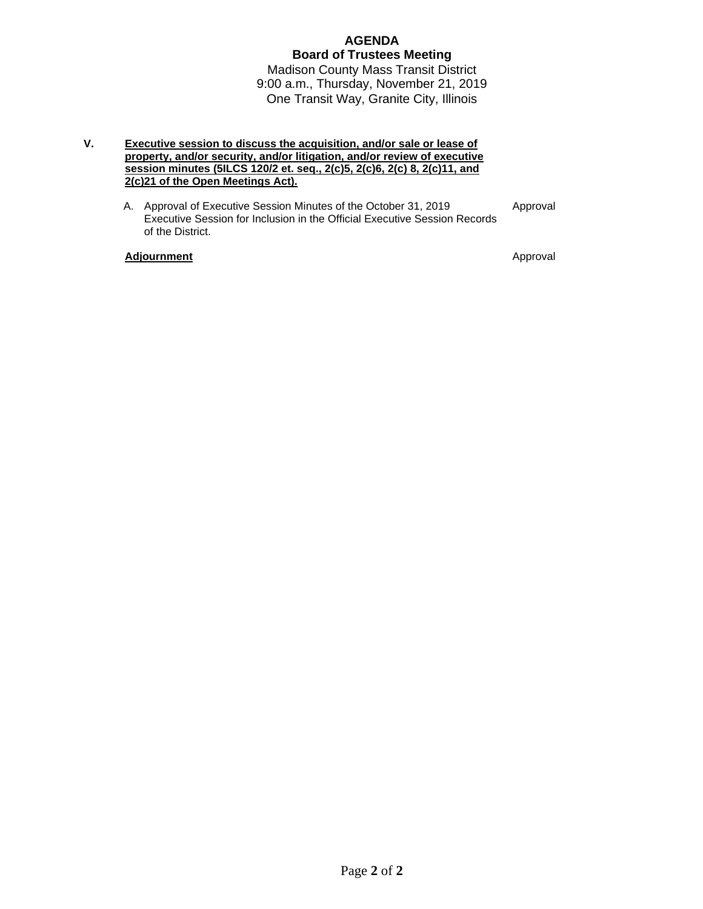# AGENDA

## Board of Trustees Meeting

Madison County Mass Transit District
9:00 a.m., Thursday, November 21, 2019
One Transit Way, Granite City, Illinois

**V. Executive session to discuss the acquisition, and/or sale or lease of property, and/or security, and/or litigation, and/or review of executive session minutes (5ILCS 120/2 et. seq., 2(c)5, 2(c)6, 2(c) 8, 2(c)11, and 2(c)21 of the Open Meetings Act).**

A. Approval of Executive Session Minutes of the October 31, 2019 Executive Session for Inclusion in the Official Executive Session Records of the District. — Approval

**Adjournment** — Approval